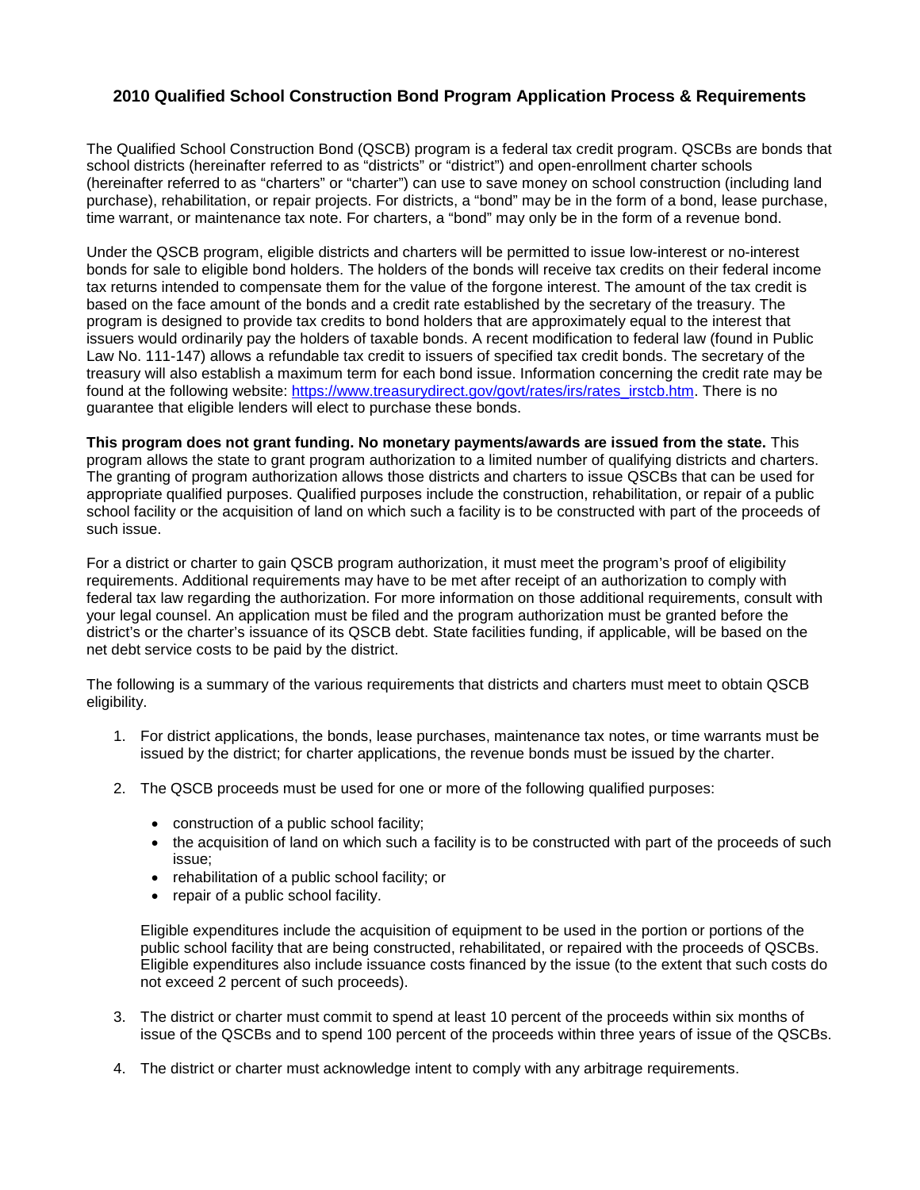# 2010 Qualified School Construction Bond Program Application Process & Requirements

The Qualified School Construction Bond (QSCB) program is a federal tax credit program. QSCBs are bonds that school districts (hereinafter referred to as "districts" or "district") and open-enrollment charter schools (hereinafter referred to as "charters" or "charter") can use to save money on school construction (including land purchase), rehabilitation, or repair projects. For districts, a "bond" may be in the form of a bond, lease purchase, time warrant, or maintenance tax note. For charters, a "bond" may only be in the form of a revenue bond.

Under the QSCB program, eligible districts and charters will be permitted to issue low-interest or no-interest bonds for sale to eligible bond holders. The holders of the bonds will receive tax credits on their federal income tax returns intended to compensate them for the value of the forgone interest. The amount of the tax credit is based on the face amount of the bonds and a credit rate established by the secretary of the treasury. The program is designed to provide tax credits to bond holders that are approximately equal to the interest that issuers would ordinarily pay the holders of taxable bonds. A recent modification to federal law (found in Public Law No. 111-147) allows a refundable tax credit to issuers of specified tax credit bonds. The secretary of the treasury will also establish a maximum term for each bond issue. Information concerning the credit rate may be found at the following website: [https://www.treasurydirect.gov/govt/rates/irs/rates_irstcb.htm](https://www.treasurydirect.gov/govt/rates/irs/rates_irstcb.htm). There is no guarantee that eligible lenders will elect to purchase these bonds.

**This program does not grant funding. No monetary payments/awards are issued from the state.** This program allows the state to grant program authorization to a limited number of qualifying districts and charters. The granting of program authorization allows those districts and charters to issue QSCBs that can be used for appropriate qualified purposes. Qualified purposes include the construction, rehabilitation, or repair of a public school facility or the acquisition of land on which such a facility is to be constructed with part of the proceeds of such issue.

For a district or charter to gain QSCB program authorization, it must meet the program's proof of eligibility requirements. Additional requirements may have to be met after receipt of an authorization to comply with federal tax law regarding the authorization. For more information on those additional requirements, consult with your legal counsel. An application must be filed and the program authorization must be granted before the district's or the charter's issuance of its QSCB debt. State facilities funding, if applicable, will be based on the net debt service costs to be paid by the district.

The following is a summary of the various requirements that districts and charters must meet to obtain QSCB eligibility.

1. For district applications, the bonds, lease purchases, maintenance tax notes, or time warrants must be issued by the district; for charter applications, the revenue bonds must be issued by the charter.

2. The QSCB proceeds must be used for one or more of the following qualified purposes:

   - construction of a public school facility;
   - the acquisition of land on which such a facility is to be constructed with part of the proceeds of such issue;
   - rehabilitation of a public school facility; or
   - repair of a public school facility.

   Eligible expenditures include the acquisition of equipment to be used in the portion or portions of the public school facility that are being constructed, rehabilitated, or repaired with the proceeds of QSCBs. Eligible expenditures also include issuance costs financed by the issue (to the extent that such costs do not exceed 2 percent of such proceeds).

3. The district or charter must commit to spend at least 10 percent of the proceeds within six months of issue of the QSCBs and to spend 100 percent of the proceeds within three years of issue of the QSCBs.

4. The district or charter must acknowledge intent to comply with any arbitrage requirements.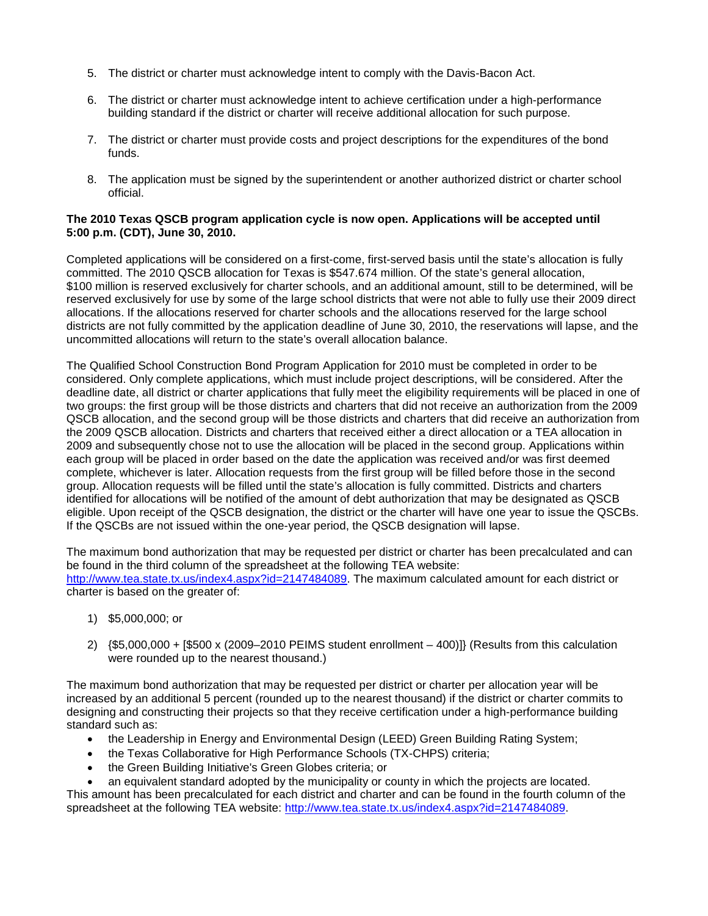5. The district or charter must acknowledge intent to comply with the Davis-Bacon Act.

6. The district or charter must acknowledge intent to achieve certification under a high-performance building standard if the district or charter will receive additional allocation for such purpose.

7. The district or charter must provide costs and project descriptions for the expenditures of the bond funds.

8. The application must be signed by the superintendent or another authorized district or charter school official.

**The 2010 Texas QSCB program application cycle is now open. Applications will be accepted until 5:00 p.m. (CDT), June 30, 2010.**

Completed applications will be considered on a first-come, first-served basis until the state's allocation is fully committed. The 2010 QSCB allocation for Texas is $547.674 million. Of the state's general allocation, $100 million is reserved exclusively for charter schools, and an additional amount, still to be determined, will be reserved exclusively for use by some of the large school districts that were not able to fully use their 2009 direct allocations. If the allocations reserved for charter schools and the allocations reserved for the large school districts are not fully committed by the application deadline of June 30, 2010, the reservations will lapse, and the uncommitted allocations will return to the state's overall allocation balance.

The Qualified School Construction Bond Program Application for 2010 must be completed in order to be considered. Only complete applications, which must include project descriptions, will be considered. After the deadline date, all district or charter applications that fully meet the eligibility requirements will be placed in one of two groups: the first group will be those districts and charters that did not receive an authorization from the 2009 QSCB allocation, and the second group will be those districts and charters that did receive an authorization from the 2009 QSCB allocation. Districts and charters that received either a direct allocation or a TEA allocation in 2009 and subsequently chose not to use the allocation will be placed in the second group. Applications within each group will be placed in order based on the date the application was received and/or was first deemed complete, whichever is later. Allocation requests from the first group will be filled before those in the second group. Allocation requests will be filled until the state's allocation is fully committed. Districts and charters identified for allocations will be notified of the amount of debt authorization that may be designated as QSCB eligible. Upon receipt of the QSCB designation, the district or the charter will have one year to issue the QSCBs. If the QSCBs are not issued within the one-year period, the QSCB designation will lapse.

The maximum bond authorization that may be requested per district or charter has been precalculated and can be found in the third column of the spreadsheet at the following TEA website: [http://www.tea.state.tx.us/index4.aspx?id=2147484089](http://www.tea.state.tx.us/index4.aspx?id=2147484089). The maximum calculated amount for each district or charter is based on the greater of:

1) $5,000,000; or

2) {$5,000,000 + [$500 x (2009–2010 PEIMS student enrollment – 400)]} (Results from this calculation were rounded up to the nearest thousand.)

The maximum bond authorization that may be requested per district or charter per allocation year will be increased by an additional 5 percent (rounded up to the nearest thousand) if the district or charter commits to designing and constructing their projects so that they receive certification under a high-performance building standard such as:

- the Leadership in Energy and Environmental Design (LEED) Green Building Rating System;
- the Texas Collaborative for High Performance Schools (TX-CHPS) criteria;
- the Green Building Initiative's Green Globes criteria; or
- an equivalent standard adopted by the municipality or county in which the projects are located.

This amount has been precalculated for each district and charter and can be found in the fourth column of the spreadsheet at the following TEA website: [http://www.tea.state.tx.us/index4.aspx?id=2147484089](http://www.tea.state.tx.us/index4.aspx?id=2147484089).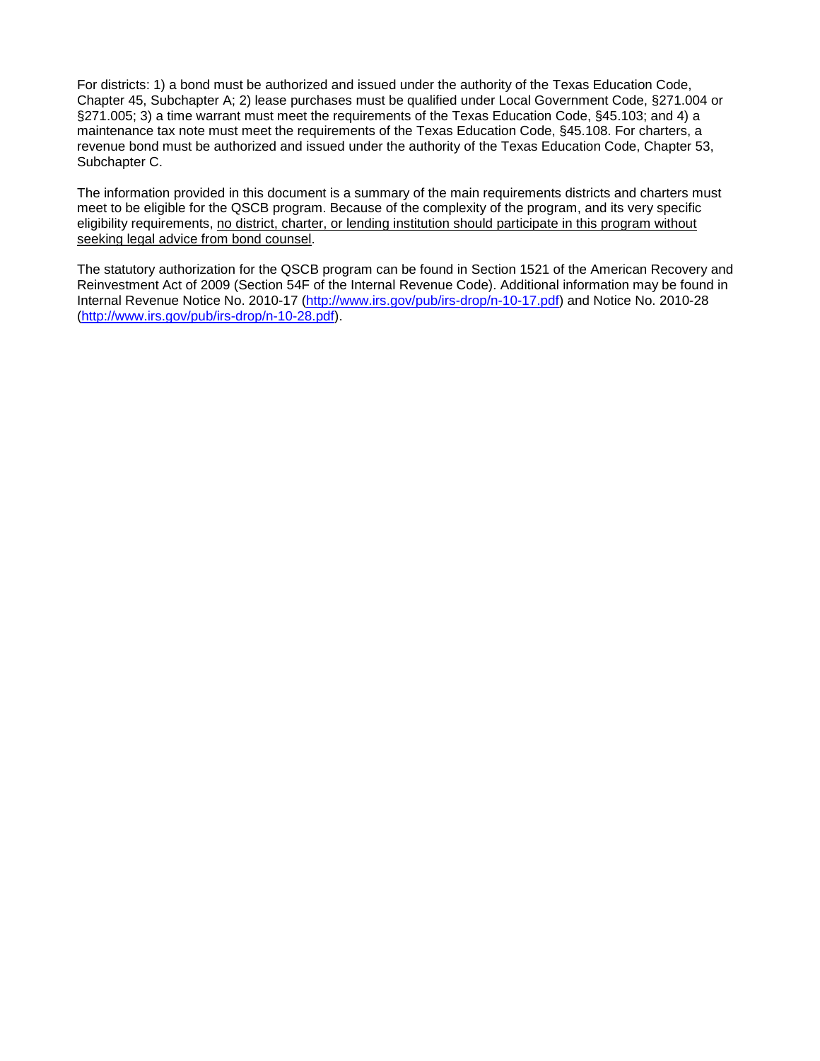For districts: 1) a bond must be authorized and issued under the authority of the Texas Education Code, Chapter 45, Subchapter A; 2) lease purchases must be qualified under Local Government Code, §271.004 or §271.005; 3) a time warrant must meet the requirements of the Texas Education Code, §45.103; and 4) a maintenance tax note must meet the requirements of the Texas Education Code, §45.108. For charters, a revenue bond must be authorized and issued under the authority of the Texas Education Code, Chapter 53, Subchapter C.

The information provided in this document is a summary of the main requirements districts and charters must meet to be eligible for the QSCB program. Because of the complexity of the program, and its very specific eligibility requirements, no district, charter, or lending institution should participate in this program without seeking legal advice from bond counsel.

The statutory authorization for the QSCB program can be found in Section 1521 of the American Recovery and Reinvestment Act of 2009 (Section 54F of the Internal Revenue Code). Additional information may be found in Internal Revenue Notice No. 2010-17 ([http://www.irs.gov/pub/irs-drop/n-10-17.pdf](http://www.irs.gov/pub/irs-drop/n-10-17.pdf)) and Notice No. 2010-28 ([http://www.irs.gov/pub/irs-drop/n-10-28.pdf](http://www.irs.gov/pub/irs-drop/n-10-28.pdf)).